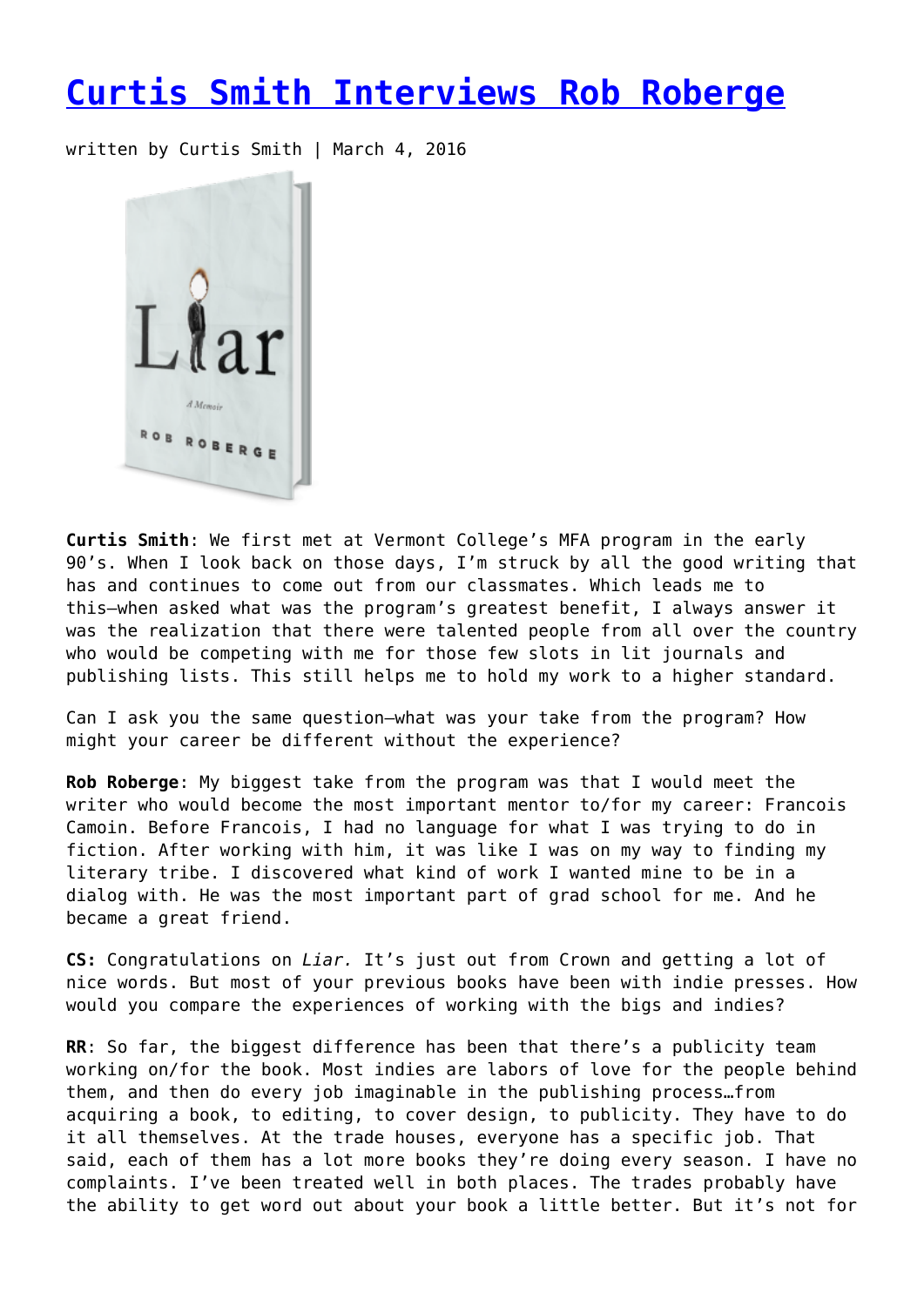# Curtis Smith Interviews Rob Roberge

written by Curtis Smith | March 4, 2016

**Curtis Smith**: We first met at Vermont College's MFA program in the early 90's. When I look back on those days, I'm struck by all the good writing that has and continues to come out from our classmates. Which leads me to this—when asked what was the program's greatest benefit, I always answer it was the realization that there were talented people from all over the country who would be competing with me for those few slots in lit journals and publishing lists. This still helps me to hold my work to a higher standard.

Can I ask you the same question—what was your take from the program? How might your career be different without the experience?

**Rob Roberge**: My biggest take from the program was that I would meet the writer who would become the most important mentor to/for my career: Francois Camoin. Before Francois, I had no language for what I was trying to do in fiction. After working with him, it was like I was on my way to finding my literary tribe. I discovered what kind of work I wanted mine to be in a dialog with. He was the most important part of grad school for me. And he became a great friend.

**CS:** Congratulations on *Liar.* It's just out from Crown and getting a lot of nice words. But most of your previous books have been with indie presses. How would you compare the experiences of working with the bigs and indies?

**RR**: So far, the biggest difference has been that there's a publicity team working on/for the book. Most indies are labors of love for the people behind them, and then do every job imaginable in the publishing process…from acquiring a book, to editing, to cover design, to publicity. They have to do it all themselves. At the trade houses, everyone has a specific job. That said, each of them has a lot more books they're doing every season. I have no complaints. I've been treated well in both places. The trades probably have the ability to get word out about your book a little better. But it's not for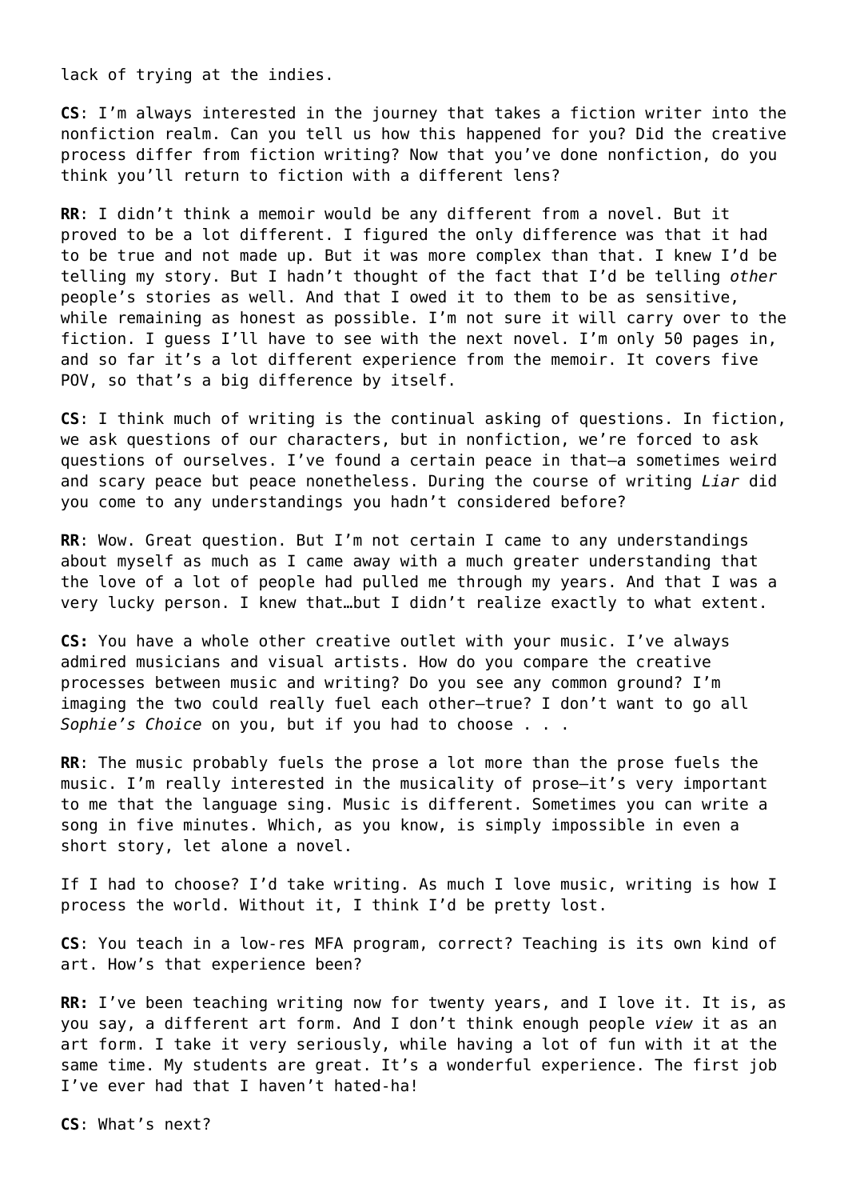lack of trying at the indies.

**CS**: I'm always interested in the journey that takes a fiction writer into the nonfiction realm. Can you tell us how this happened for you? Did the creative process differ from fiction writing? Now that you've done nonfiction, do you think you'll return to fiction with a different lens?

**RR**: I didn't think a memoir would be any different from a novel. But it proved to be a lot different. I figured the only difference was that it had to be true and not made up. But it was more complex than that. I knew I'd be telling my story. But I hadn't thought of the fact that I'd be telling *other* people's stories as well. And that I owed it to them to be as sensitive, while remaining as honest as possible. I'm not sure it will carry over to the fiction. I guess I'll have to see with the next novel. I'm only 50 pages in, and so far it's a lot different experience from the memoir. It covers five POV, so that's a big difference by itself.

**CS**: I think much of writing is the continual asking of questions. In fiction, we ask questions of our characters, but in nonfiction, we're forced to ask questions of ourselves. I've found a certain peace in that—a sometimes weird and scary peace but peace nonetheless. During the course of writing *Liar* did you come to any understandings you hadn't considered before?

**RR**: Wow. Great question. But I'm not certain I came to any understandings about myself as much as I came away with a much greater understanding that the love of a lot of people had pulled me through my years. And that I was a very lucky person. I knew that…but I didn't realize exactly to what extent.

**CS:** You have a whole other creative outlet with your music. I've always admired musicians and visual artists. How do you compare the creative processes between music and writing? Do you see any common ground? I'm imaging the two could really fuel each other—true? I don't want to go all *Sophie's Choice* on you, but if you had to choose . . .

**RR**: The music probably fuels the prose a lot more than the prose fuels the music. I'm really interested in the musicality of prose—it's very important to me that the language sing. Music is different. Sometimes you can write a song in five minutes. Which, as you know, is simply impossible in even a short story, let alone a novel.

If I had to choose? I'd take writing. As much I love music, writing is how I process the world. Without it, I think I'd be pretty lost.

**CS**: You teach in a low-res MFA program, correct? Teaching is its own kind of art. How's that experience been?

**RR:** I've been teaching writing now for twenty years, and I love it. It is, as you say, a different art form. And I don't think enough people *view* it as an art form. I take it very seriously, while having a lot of fun with it at the same time. My students are great. It's a wonderful experience. The first job I've ever had that I haven't hated-ha!

**CS**: What's next?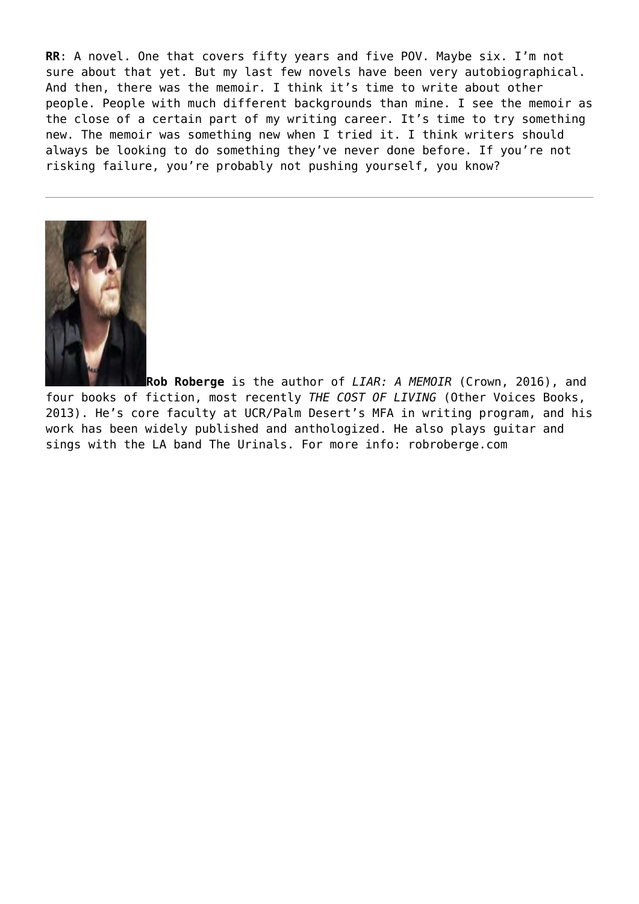**RR**: A novel. One that covers fifty years and five POV. Maybe six. I'm not sure about that yet. But my last few novels have been very autobiographical. And then, there was the memoir. I think it's time to write about other people. People with much different backgrounds than mine. I see the memoir as the close of a certain part of my writing career. It's time to try something new. The memoir was something new when I tried it. I think writers should always be looking to do something they've never done before. If you're not risking failure, you're probably not pushing yourself, you know?

---

**Rob Roberge** is the author of *LIAR: A MEMOIR* (Crown, 2016), and four books of fiction, most recently *THE COST OF LIVING* (Other Voices Books, 2013). He's core faculty at UCR/Palm Desert's MFA in writing program, and his work has been widely published and anthologized. He also plays guitar and sings with the LA band The Urinals. For more info: robroberge.com